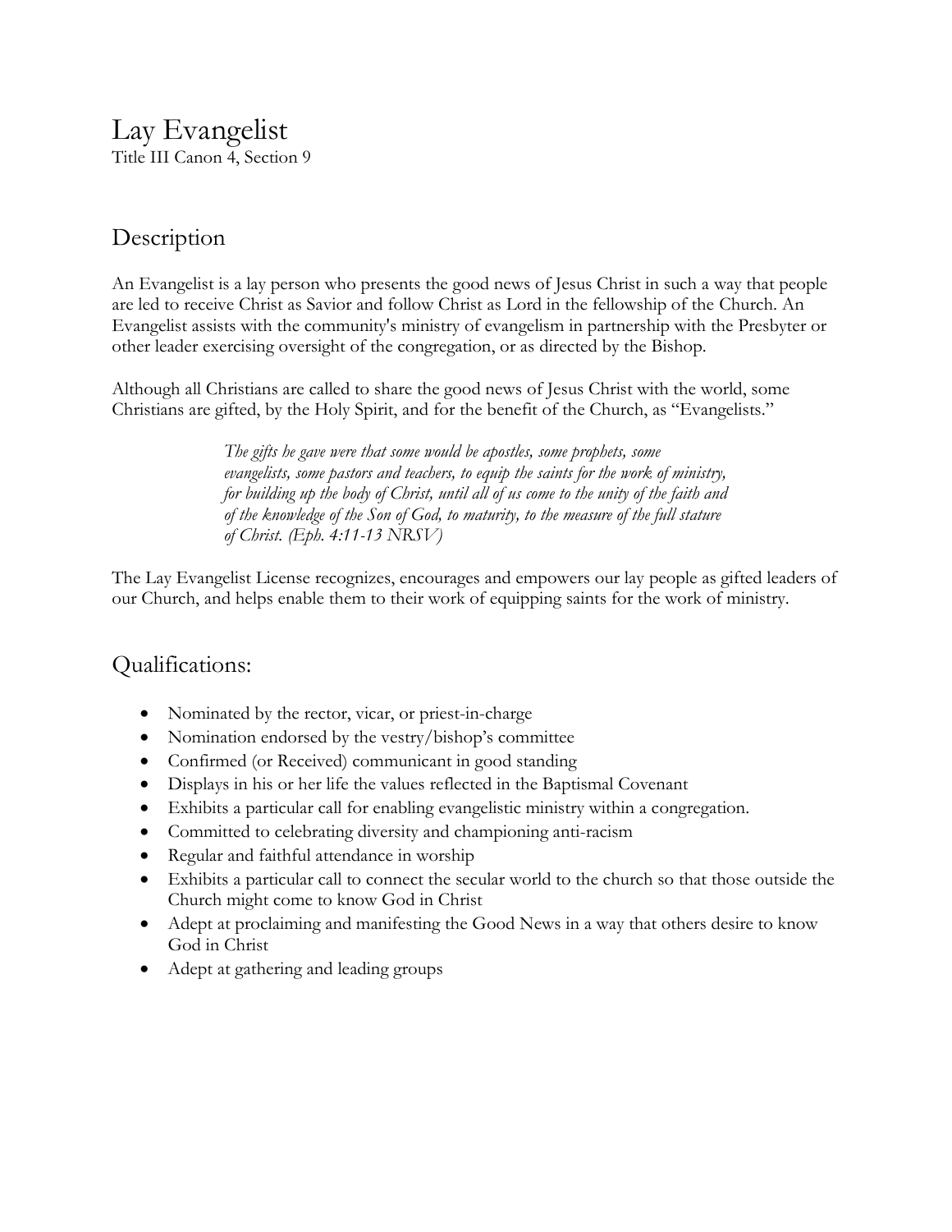# Lay Evangelist

Title III Canon 4, Section 9

## Description

An Evangelist is a lay person who presents the good news of Jesus Christ in such a way that people are led to receive Christ as Savior and follow Christ as Lord in the fellowship of the Church. An Evangelist assists with the community's ministry of evangelism in partnership with the Presbyter or other leader exercising oversight of the congregation, or as directed by the Bishop.

Although all Christians are called to share the good news of Jesus Christ with the world, some Christians are gifted, by the Holy Spirit, and for the benefit of the Church, as "Evangelists."

> *The gifts he gave were that some would be apostles, some prophets, some evangelists, some pastors and teachers, to equip the saints for the work of ministry, for building up the body of Christ, until all of us come to the unity of the faith and of the knowledge of the Son of God, to maturity, to the measure of the full stature of Christ. (Eph. 4:11-13 NRSV)*

The Lay Evangelist License recognizes, encourages and empowers our lay people as gifted leaders of our Church, and helps enable them to their work of equipping saints for the work of ministry.

## Qualifications:

- Nominated by the rector, vicar, or priest-in-charge
- Nomination endorsed by the vestry/bishop's committee
- Confirmed (or Received) communicant in good standing
- Displays in his or her life the values reflected in the Baptismal Covenant
- Exhibits a particular call for enabling evangelistic ministry within a congregation.
- Committed to celebrating diversity and championing anti-racism
- Regular and faithful attendance in worship
- Exhibits a particular call to connect the secular world to the church so that those outside the Church might come to know God in Christ
- Adept at proclaiming and manifesting the Good News in a way that others desire to know God in Christ
- Adept at gathering and leading groups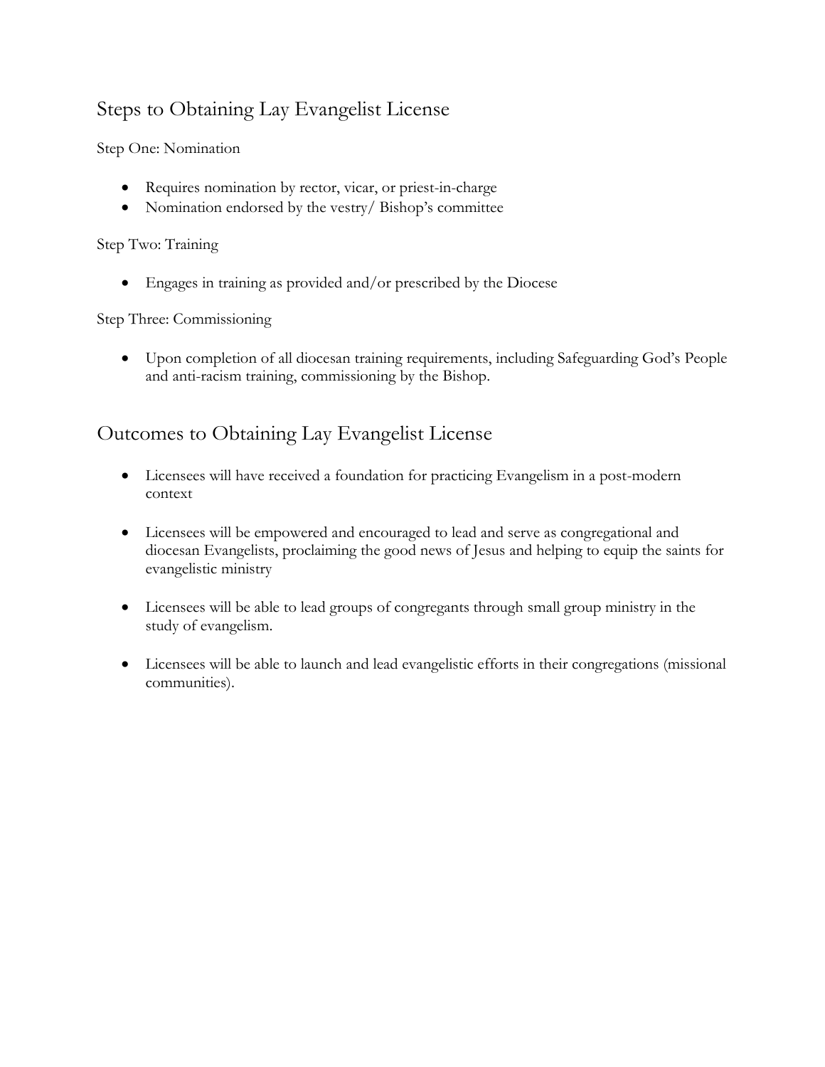## Steps to Obtaining Lay Evangelist License

Step One: Nomination

- Requires nomination by rector, vicar, or priest-in-charge
- Nomination endorsed by the vestry/ Bishop's committee

Step Two: Training

- Engages in training as provided and/or prescribed by the Diocese

Step Three: Commissioning

- Upon completion of all diocesan training requirements, including Safeguarding God's People and anti-racism training, commissioning by the Bishop.

## Outcomes to Obtaining Lay Evangelist License

- Licensees will have received a foundation for practicing Evangelism in a post-modern context

- Licensees will be empowered and encouraged to lead and serve as congregational and diocesan Evangelists, proclaiming the good news of Jesus and helping to equip the saints for evangelistic ministry

- Licensees will be able to lead groups of congregants through small group ministry in the study of evangelism.

- Licensees will be able to launch and lead evangelistic efforts in their congregations (missional communities).